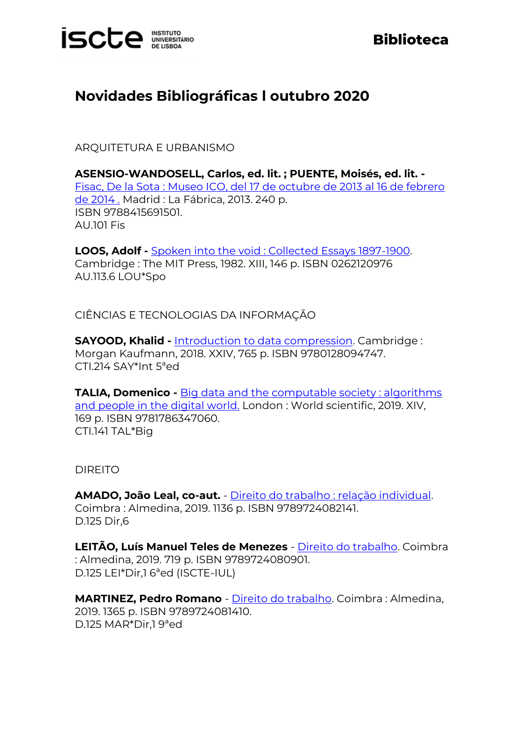# Novidades Bibliográficas l outubro 2020

## ARQUITETURA E URBANISMO

**ASENSIO-WANDOSELL, Carlos, ed. lit. ; PUENTE, Moisés, ed. lit. -** Fisac, De la Sota : Museo ICO, del 17 de octubre de 2013 al 16 de febrero de 2014 . Madrid : La Fábrica, 2013. 240 p.
ISBN 9788415691501.
AU.101 Fis

**LOOS, Adolf -** Spoken into the void : Collected Essays 1897-1900. Cambridge : The MIT Press, 1982. XIII, 146 p. ISBN 0262120976
AU.113.6 LOU*Spo

## CIÊNCIAS E TECNOLOGIAS DA INFORMAÇÃO

**SAYOOD, Khalid -** Introduction to data compression. Cambridge : Morgan Kaufmann, 2018. XXIV, 765 p. ISBN 9780128094747.
CTI.214 SAY*Int 5ªed

**TALIA, Domenico -** Big data and the computable society : algorithms and people in the digital world. London : World scientific, 2019. XIV, 169 p. ISBN 9781786347060.
CTI.141 TAL*Big

## DIREITO

**AMADO, João Leal, co-aut.** - Direito do trabalho : relação individual. Coimbra : Almedina, 2019. 1136 p. ISBN 9789724082141.
D.125 Dir,6

**LEITÃO, Luís Manuel Teles de Menezes** - Direito do trabalho. Coimbra : Almedina, 2019. 719 p. ISBN 9789724080901.
D.125 LEI*Dir,1 6ªed (ISCTE-IUL)

**MARTINEZ, Pedro Romano** - Direito do trabalho. Coimbra : Almedina, 2019. 1365 p. ISBN 9789724081410.
D.125 MAR*Dir,1 9ªed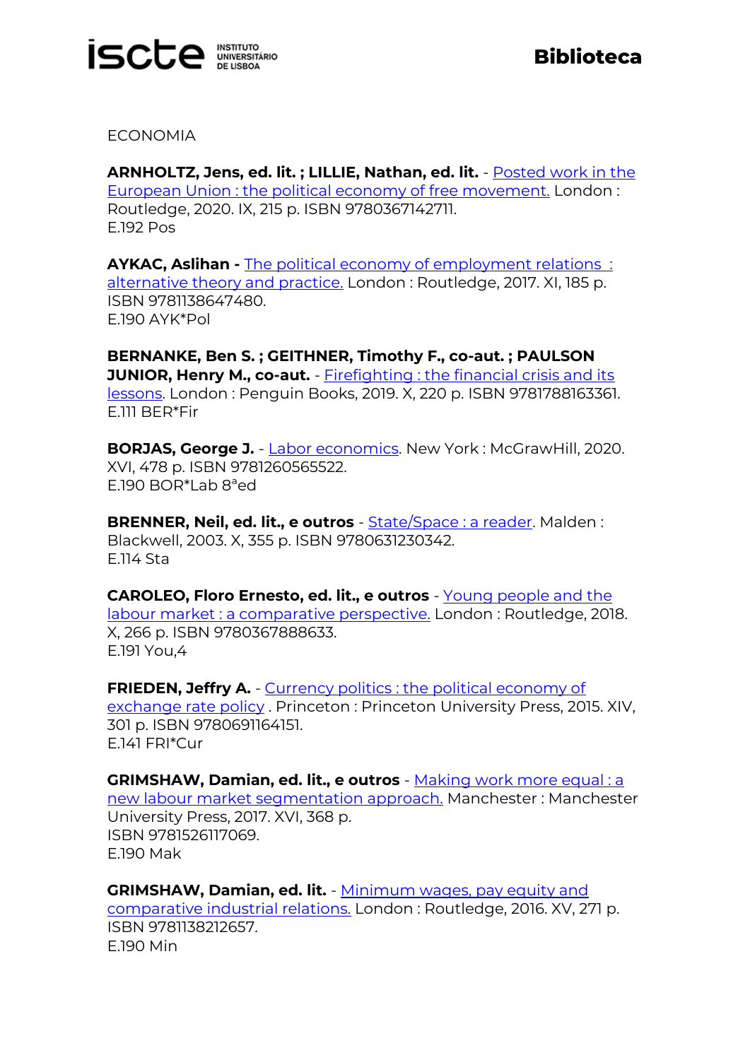ECONOMIA

**ARNHOLTZ, Jens, ed. lit. ; LILLIE, Nathan, ed. lit.** - Posted work in the European Union : the political economy of free movement. London : Routledge, 2020. IX, 215 p. ISBN 9780367142711.
E.192 Pos

**AYKAC, Aslihan -** The political economy of employment relations : alternative theory and practice. London : Routledge, 2017. XI, 185 p. ISBN 9781138647480.
E.190 AYK*Pol

**BERNANKE, Ben S. ; GEITHNER, Timothy F., co-aut. ; PAULSON JUNIOR, Henry M., co-aut.** - Firefighting : the financial crisis and its lessons. London : Penguin Books, 2019. X, 220 p. ISBN 9781788163361.
E.111 BER*Fir

**BORJAS, George J.** - Labor economics. New York : McGrawHill, 2020. XVI, 478 p. ISBN 9781260565522.
E.190 BOR*Lab 8ªed

**BRENNER, Neil, ed. lit., e outros** - State/Space : a reader. Malden : Blackwell, 2003. X, 355 p. ISBN 9780631230342.
E.114 Sta

**CAROLEO, Floro Ernesto, ed. lit., e outros** - Young people and the labour market : a comparative perspective. London : Routledge, 2018. X, 266 p. ISBN 9780367888633.
E.191 You,4

**FRIEDEN, Jeffry A.** - Currency politics : the political economy of exchange rate policy . Princeton : Princeton University Press, 2015. XIV, 301 p. ISBN 9780691164151.
E.141 FRI*Cur

**GRIMSHAW, Damian, ed. lit., e outros** - Making work more equal : a new labour market segmentation approach. Manchester : Manchester University Press, 2017. XVI, 368 p.
ISBN 9781526117069.
E.190 Mak

**GRIMSHAW, Damian, ed. lit.** - Minimum wages, pay equity and comparative industrial relations. London : Routledge, 2016. XV, 271 p. ISBN 9781138212657.
E.190 Min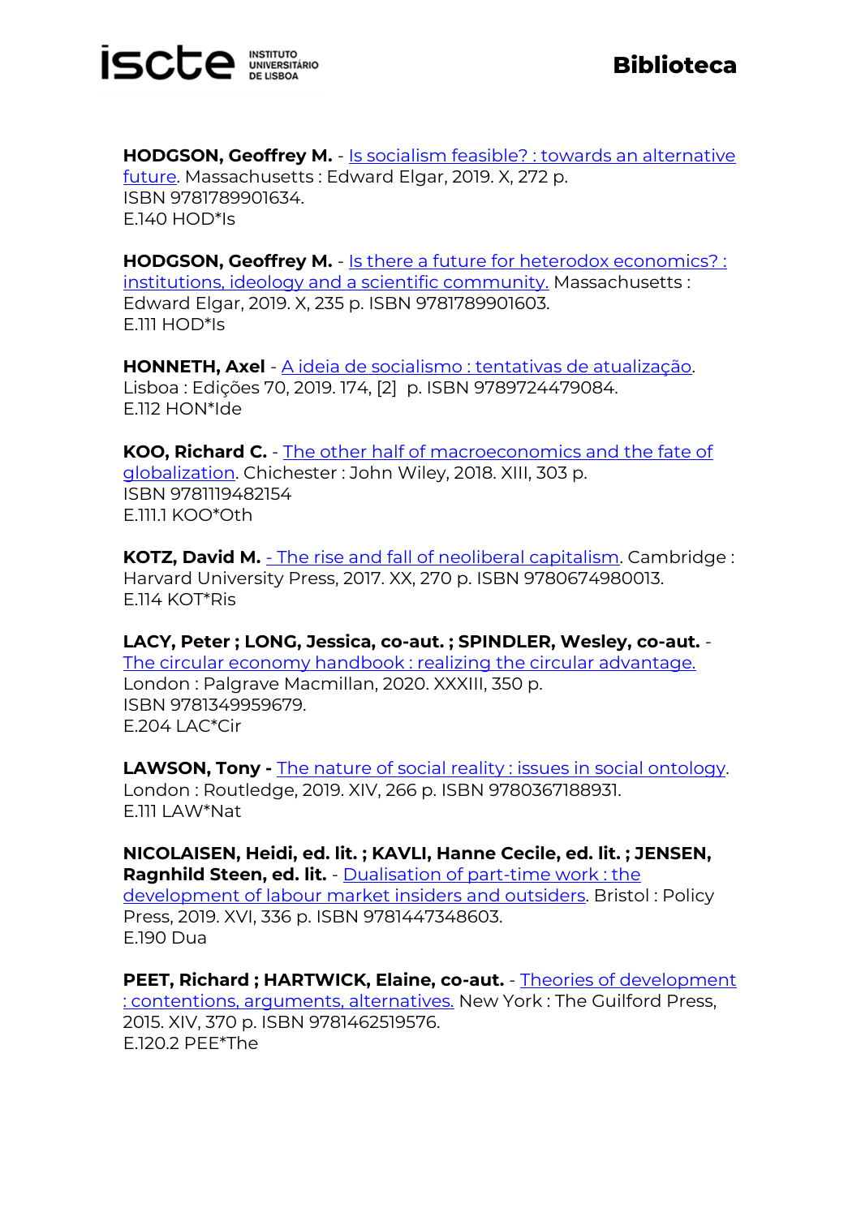**HODGSON, Geoffrey M.** - Is socialism feasible? : towards an alternative future. Massachusetts : Edward Elgar, 2019. X, 272 p.
ISBN 9781789901634.
E.140 HOD*Is

**HODGSON, Geoffrey M.** - Is there a future for heterodox economics? : institutions, ideology and a scientific community. Massachusetts : Edward Elgar, 2019. X, 235 p. ISBN 9781789901603.
E.111 HOD*Is

**HONNETH, Axel** - A ideia de socialismo : tentativas de atualização. Lisboa : Edições 70, 2019. 174, [2] p. ISBN 9789724479084.
E.112 HON*Ide

**KOO, Richard C.** - The other half of macroeconomics and the fate of globalization. Chichester : John Wiley, 2018. XIII, 303 p.
ISBN 9781119482154
E.111.1 KOO*Oth

**KOTZ, David M.** - The rise and fall of neoliberal capitalism. Cambridge : Harvard University Press, 2017. XX, 270 p. ISBN 9780674980013.
E.114 KOT*Ris

**LACY, Peter ; LONG, Jessica, co-aut. ; SPINDLER, Wesley, co-aut.** - The circular economy handbook : realizing the circular advantage. London : Palgrave Macmillan, 2020. XXXIII, 350 p.
ISBN 9781349959679.
E.204 LAC*Cir

**LAWSON, Tony** - The nature of social reality : issues in social ontology. London : Routledge, 2019. XIV, 266 p. ISBN 9780367188931.
E.111 LAW*Nat

**NICOLAISEN, Heidi, ed. lit. ; KAVLI, Hanne Cecile, ed. lit. ; JENSEN, Ragnhild Steen, ed. lit.** - Dualisation of part-time work : the development of labour market insiders and outsiders. Bristol : Policy Press, 2019. XVI, 336 p. ISBN 9781447348603.
E.190 Dua

**PEET, Richard ; HARTWICK, Elaine, co-aut.** - Theories of development : contentions, arguments, alternatives. New York : The Guilford Press, 2015. XIV, 370 p. ISBN 9781462519576.
E.120.2 PEE*The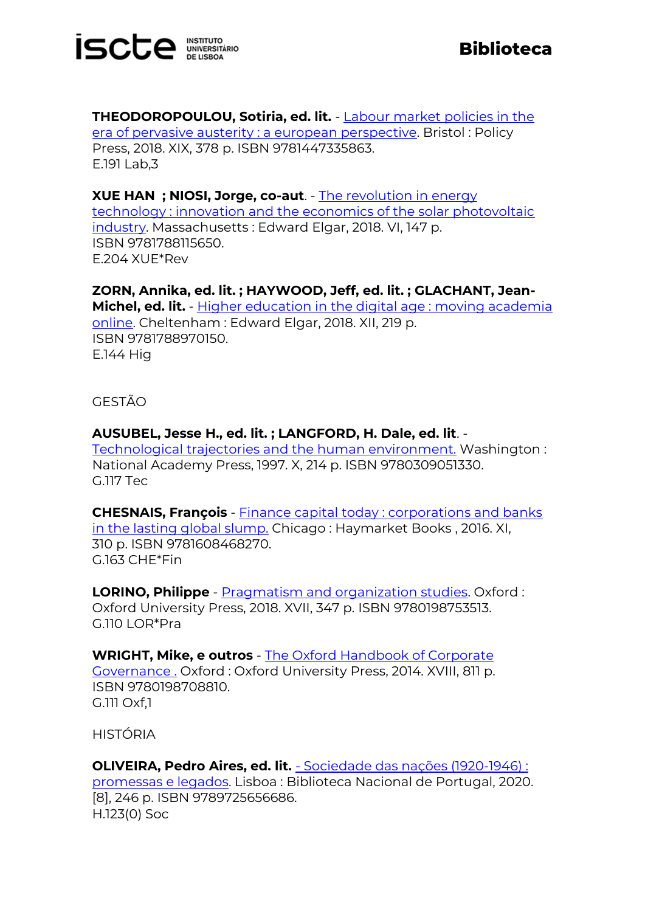**THEODOROPOULOU, Sotiria, ed. lit.** - Labour market policies in the era of pervasive austerity : a european perspective. Bristol : Policy Press, 2018. XIX, 378 p. ISBN 9781447335863.
E.191 Lab,3

**XUE HAN ; NIOSI, Jorge, co-aut**. - The revolution in energy technology : innovation and the economics of the solar photovoltaic industry. Massachusetts : Edward Elgar, 2018. VI, 147 p.
ISBN 9781788115650.
E.204 XUE*Rev

**ZORN, Annika, ed. lit. ; HAYWOOD, Jeff, ed. lit. ; GLACHANT, Jean-Michel, ed. lit.** - Higher education in the digital age : moving academia online. Cheltenham : Edward Elgar, 2018. XII, 219 p.
ISBN 9781788970150.
E.144 Hig

GESTÃO

**AUSUBEL, Jesse H., ed. lit. ; LANGFORD, H. Dale, ed. lit**. - Technological trajectories and the human environment. Washington : National Academy Press, 1997. X, 214 p. ISBN 9780309051330.
G.117 Tec

**CHESNAIS, François** - Finance capital today : corporations and banks in the lasting global slump. Chicago : Haymarket Books , 2016. XI, 310 p. ISBN 9781608468270.
G.163 CHE*Fin

**LORINO, Philippe** - Pragmatism and organization studies. Oxford : Oxford University Press, 2018. XVII, 347 p. ISBN 9780198753513.
G.110 LOR*Pra

**WRIGHT, Mike, e outros** - The Oxford Handbook of Corporate Governance . Oxford : Oxford University Press, 2014. XVIII, 811 p.
ISBN 9780198708810.
G.111 Oxf,1

HISTÓRIA

**OLIVEIRA, Pedro Aires, ed. lit.** - Sociedade das nações (1920-1946) : promessas e legados. Lisboa : Biblioteca Nacional de Portugal, 2020. [8], 246 p. ISBN 9789725656686.
H.123(0) Soc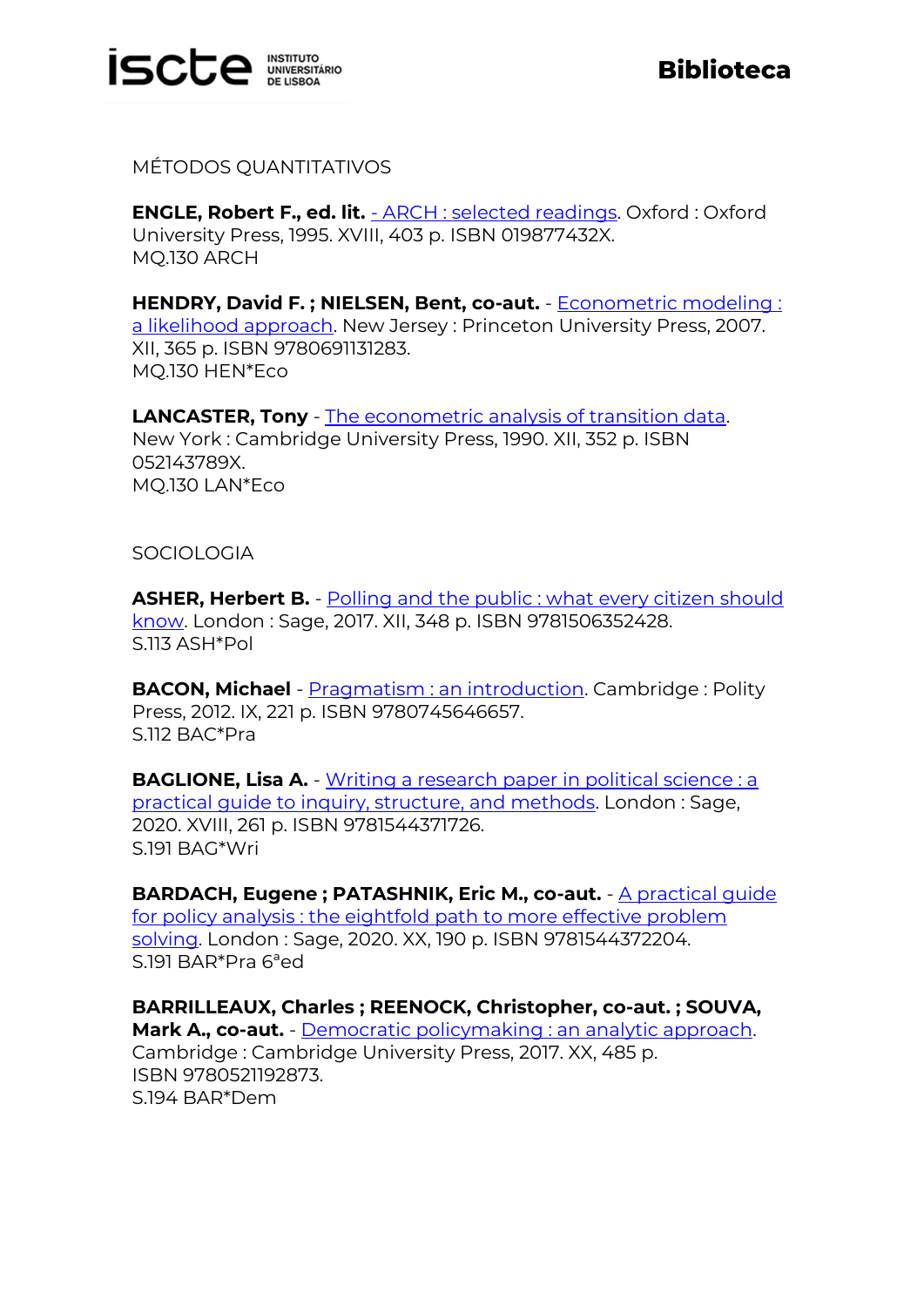MÉTODOS QUANTITATIVOS

**ENGLE, Robert F., ed. lit.** - ARCH : selected readings. Oxford : Oxford University Press, 1995. XVIII, 403 p. ISBN 019877432X.
MQ.130 ARCH

**HENDRY, David F. ; NIELSEN, Bent, co-aut.** - Econometric modeling : a likelihood approach. New Jersey : Princeton University Press, 2007. XII, 365 p. ISBN 9780691131283.
MQ.130 HEN*Eco

**LANCASTER, Tony** - The econometric analysis of transition data. New York : Cambridge University Press, 1990. XII, 352 p. ISBN 052143789X.
MQ.130 LAN*Eco

SOCIOLOGIA

**ASHER, Herbert B.** - Polling and the public : what every citizen should know. London : Sage, 2017. XII, 348 p. ISBN 9781506352428.
S.113 ASH*Pol

**BACON, Michael** - Pragmatism : an introduction. Cambridge : Polity Press, 2012. IX, 221 p. ISBN 9780745646657.
S.112 BAC*Pra

**BAGLIONE, Lisa A.** - Writing a research paper in political science : a practical guide to inquiry, structure, and methods. London : Sage, 2020. XVIII, 261 p. ISBN 9781544371726.
S.191 BAG*Wri

**BARDACH, Eugene ; PATASHNIK, Eric M., co-aut.** - A practical guide for policy analysis : the eightfold path to more effective problem solving. London : Sage, 2020. XX, 190 p. ISBN 9781544372204.
S.191 BAR*Pra 6ªed

**BARRILLEAUX, Charles ; REENOCK, Christopher, co-aut. ; SOUVA, Mark A., co-aut.** - Democratic policymaking : an analytic approach. Cambridge : Cambridge University Press, 2017. XX, 485 p. ISBN 9780521192873.
S.194 BAR*Dem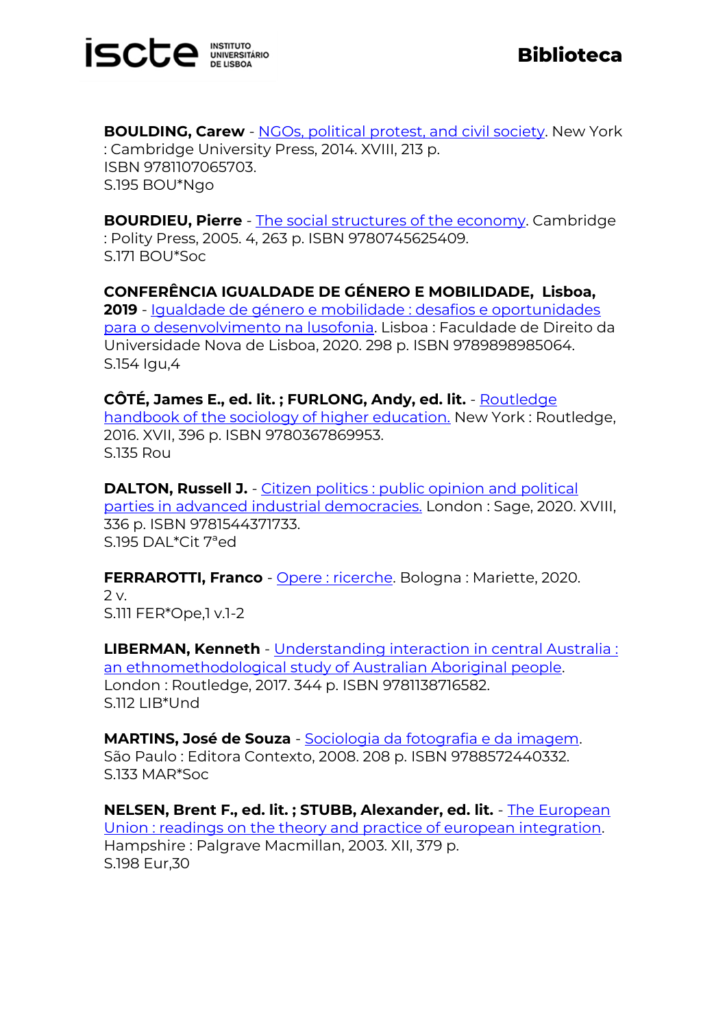**BOULDING, Carew** - NGOs, political protest, and civil society. New York : Cambridge University Press, 2014. XVIII, 213 p.
ISBN 9781107065703.
S.195 BOU*Ngo

**BOURDIEU, Pierre** - The social structures of the economy. Cambridge : Polity Press, 2005. 4, 263 p. ISBN 9780745625409.
S.171 BOU*Soc

**CONFERÊNCIA IGUALDADE DE GÉNERO E MOBILIDADE, Lisboa, 2019** - Igualdade de género e mobilidade : desafios e oportunidades para o desenvolvimento na lusofonia. Lisboa : Faculdade de Direito da Universidade Nova de Lisboa, 2020. 298 p. ISBN 9789898985064.
S.154 Igu,4

**CÔTÉ, James E., ed. lit. ; FURLONG, Andy, ed. lit.** - Routledge handbook of the sociology of higher education. New York : Routledge, 2016. XVII, 396 p. ISBN 9780367869953.
S.135 Rou

**DALTON, Russell J.** - Citizen politics : public opinion and political parties in advanced industrial democracies. London : Sage, 2020. XVIII, 336 p. ISBN 9781544371733.
S.195 DAL*Cit 7ªed

**FERRAROTTI, Franco** - Opere : ricerche. Bologna : Mariette, 2020. 2 v.
S.111 FER*Ope,1 v.1-2

**LIBERMAN, Kenneth** - Understanding interaction in central Australia : an ethnomethodological study of Australian Aboriginal people. London : Routledge, 2017. 344 p. ISBN 9781138716582.
S.112 LIB*Und

**MARTINS, José de Souza** - Sociologia da fotografia e da imagem. São Paulo : Editora Contexto, 2008. 208 p. ISBN 9788572440332.
S.133 MAR*Soc

**NELSEN, Brent F., ed. lit. ; STUBB, Alexander, ed. lit.** - The European Union : readings on the theory and practice of european integration. Hampshire : Palgrave Macmillan, 2003. XII, 379 p.
S.198 Eur,30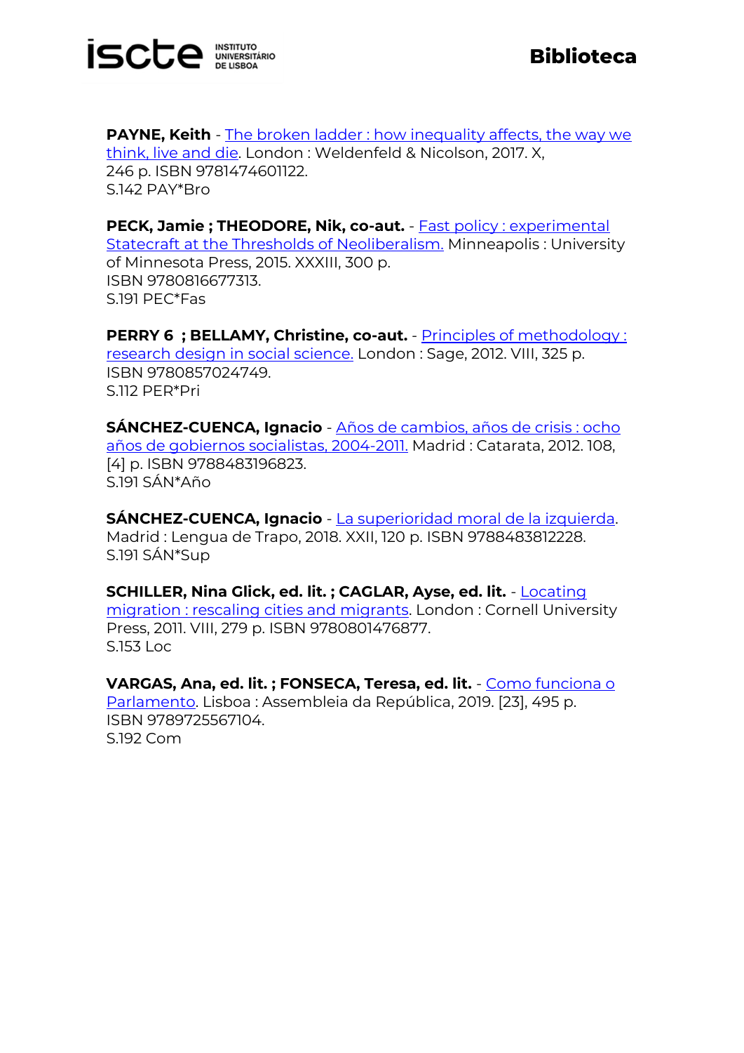**PAYNE, Keith** - The broken ladder : how inequality affects, the way we think, live and die. London : Weldenfeld & Nicolson, 2017. X, 246 p. ISBN 9781474601122.
S.142 PAY*Bro

**PECK, Jamie ; THEODORE, Nik, co-aut.** - Fast policy : experimental Statecraft at the Thresholds of Neoliberalism. Minneapolis : University of Minnesota Press, 2015. XXXIII, 300 p.
ISBN 9780816677313.
S.191 PEC*Fas

**PERRY 6 ; BELLAMY, Christine, co-aut.** - Principles of methodology : research design in social science. London : Sage, 2012. VIII, 325 p.
ISBN 9780857024749.
S.112 PER*Pri

**SÁNCHEZ-CUENCA, Ignacio** - Años de cambios, años de crisis : ocho años de gobiernos socialistas, 2004-2011. Madrid : Catarata, 2012. 108, [4] p. ISBN 9788483196823.
S.191 SÁN*Año

**SÁNCHEZ-CUENCA, Ignacio** - La superioridad moral de la izquierda. Madrid : Lengua de Trapo, 2018. XXII, 120 p. ISBN 9788483812228.
S.191 SÁN*Sup

**SCHILLER, Nina Glick, ed. lit. ; CAGLAR, Ayse, ed. lit.** - Locating migration : rescaling cities and migrants. London : Cornell University Press, 2011. VIII, 279 p. ISBN 9780801476877.
S.153 Loc

**VARGAS, Ana, ed. lit. ; FONSECA, Teresa, ed. lit.** - Como funciona o Parlamento. Lisboa : Assembleia da República, 2019. [23], 495 p.
ISBN 9789725567104.
S.192 Com